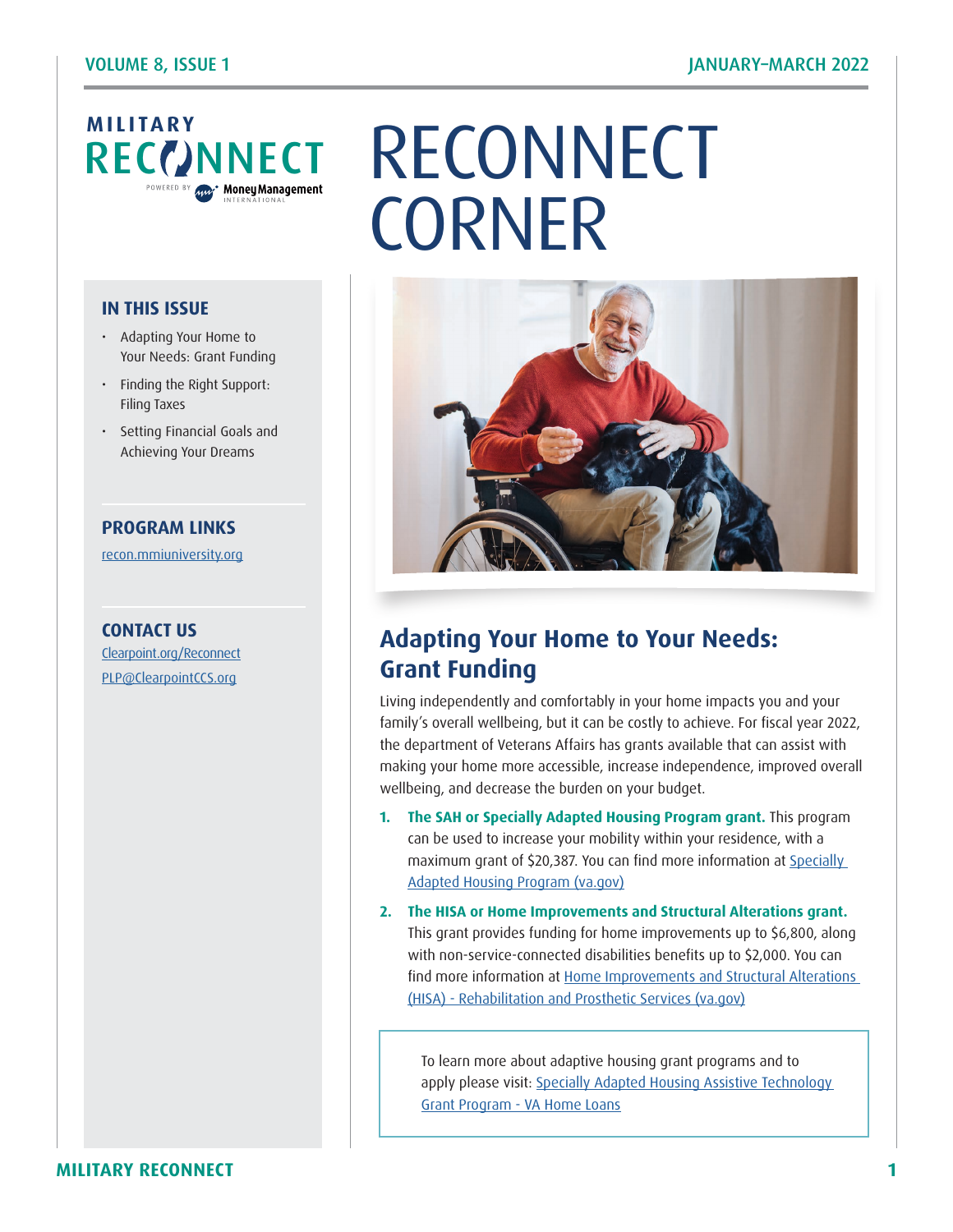# RECONNECT CORNER

MILITARY RECONNECT POWERED BY Money Management INTERNATIONAL

### IN THIS ISSUE

- Adapting Your Home to Your Needs: Grant Funding
- Finding the Right Support: Filing Taxes
- Setting Financial Goals and Achieving Your Dreams

### PROGRAM LINKS

recon.mmiuniversity.org

### CONTACT US

Clearpoint.org/Reconnect

PLP@ClearpointCCS.org

## Adapting Your Home to Your Needs: Grant Funding

Living independently and comfortably in your home impacts you and your family's overall wellbeing, but it can be costly to achieve. For fiscal year 2022, the department of Veterans Affairs has grants available that can assist with making your home more accessible, increase independence, improved overall wellbeing, and decrease the burden on your budget.

1. **The SAH or Specially Adapted Housing Program grant.** This program can be used to increase your mobility within your residence, with a maximum grant of $20,387. You can find more information at Specially Adapted Housing Program (va.gov)
2. **The HISA or Home Improvements and Structural Alterations grant.** This grant provides funding for home improvements up to $6,800, along with non-service-connected disabilities benefits up to $2,000. You can find more information at Home Improvements and Structural Alterations (HISA) - Rehabilitation and Prosthetic Services (va.gov)

To learn more about adaptive housing grant programs and to apply please visit: Specially Adapted Housing Assistive Technology Grant Program - VA Home Loans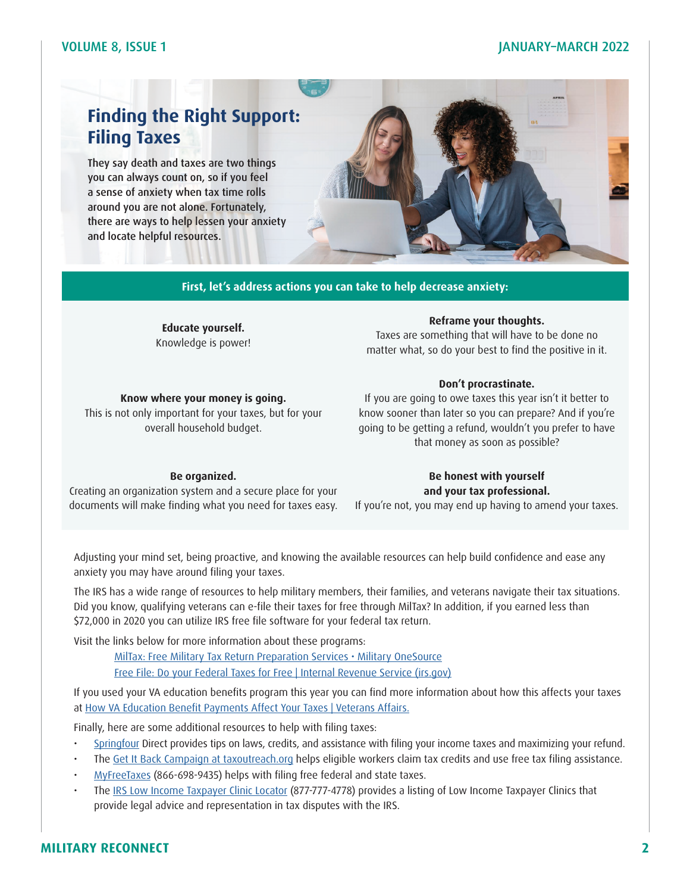# Finding the Right Support: Filing Taxes

They say death and taxes are two things you can always count on, so if you feel a sense of anxiety when tax time rolls around you are not alone. Fortunately, there are ways to help lessen your anxiety and locate helpful resources.

**First, let's address actions you can take to help decrease anxiety:**

**Educate yourself.**
Knowledge is power!

**Reframe your thoughts.**
Taxes are something that will have to be done no matter what, so do your best to find the positive in it.

**Know where your money is going.**
This is not only important for your taxes, but for your overall household budget.

**Don't procrastinate.**
If you are going to owe taxes this year isn't it better to know sooner than later so you can prepare? And if you're going to be getting a refund, wouldn't you prefer to have that money as soon as possible?

**Be organized.**
Creating an organization system and a secure place for your documents will make finding what you need for taxes easy.

**Be honest with yourself and your tax professional.**
If you're not, you may end up having to amend your taxes.

Adjusting your mind set, being proactive, and knowing the available resources can help build confidence and ease any anxiety you may have around filing your taxes.

The IRS has a wide range of resources to help military members, their families, and veterans navigate their tax situations. Did you know, qualifying veterans can e-file their taxes for free through MilTax? In addition, if you earned less than $72,000 in 2020 you can utilize IRS free file software for your federal tax return.

Visit the links below for more information about these programs:

MilTax: Free Military Tax Return Preparation Services • Military OneSource
Free File: Do your Federal Taxes for Free | Internal Revenue Service (irs.gov)

If you used your VA education benefits program this year you can find more information about how this affects your taxes at How VA Education Benefit Payments Affect Your Taxes | Veterans Affairs.

Finally, here are some additional resources to help with filing taxes:

- Springfour Direct provides tips on laws, credits, and assistance with filing your income taxes and maximizing your refund.
- The Get It Back Campaign at taxoutreach.org helps eligible workers claim tax credits and use free tax filing assistance.
- MyFreeTaxes (866-698-9435) helps with filing free federal and state taxes.
- The IRS Low Income Taxpayer Clinic Locator (877-777-4778) provides a listing of Low Income Taxpayer Clinics that provide legal advice and representation in tax disputes with the IRS.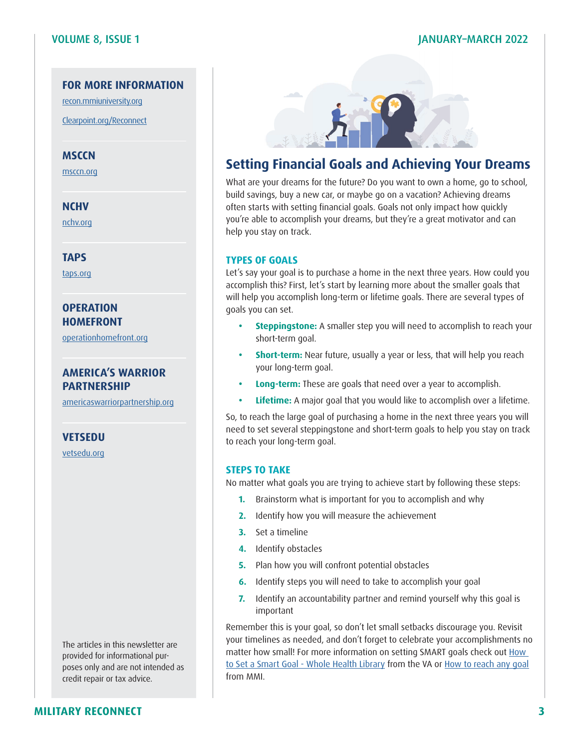## FOR MORE INFORMATION

recon.mmiuniversity.org

Clearpoint.org/Reconnect

### MSCCN

msccn.org

### NCHV

nchv.org

### TAPS

taps.org

### OPERATION HOMEFRONT

operationhomefront.org

### AMERICA'S WARRIOR PARTNERSHIP

americaswarriorpartnership.org

### VETSEDU

vetsedu.org

The articles in this newsletter are provided for informational purposes only and are not intended as credit repair or tax advice.

# Setting Financial Goals and Achieving Your Dreams

What are your dreams for the future? Do you want to own a home, go to school, build savings, buy a new car, or maybe go on a vacation? Achieving dreams often starts with setting financial goals. Goals not only impact how quickly you're able to accomplish your dreams, but they're a great motivator and can help you stay on track.

## TYPES OF GOALS

Let's say your goal is to purchase a home in the next three years. How could you accomplish this? First, let's start by learning more about the smaller goals that will help you accomplish long-term or lifetime goals. There are several types of goals you can set.

- **Steppingstone:** A smaller step you will need to accomplish to reach your short-term goal.
- **Short-term:** Near future, usually a year or less, that will help you reach your long-term goal.
- **Long-term:** These are goals that need over a year to accomplish.
- **Lifetime:** A major goal that you would like to accomplish over a lifetime.

So, to reach the large goal of purchasing a home in the next three years you will need to set several steppingstone and short-term goals to help you stay on track to reach your long-term goal.

## STEPS TO TAKE

No matter what goals you are trying to achieve start by following these steps:

1. Brainstorm what is important for you to accomplish and why
2. Identify how you will measure the achievement
3. Set a timeline
4. Identify obstacles
5. Plan how you will confront potential obstacles
6. Identify steps you will need to take to accomplish your goal
7. Identify an accountability partner and remind yourself why this goal is important

Remember this is your goal, so don't let small setbacks discourage you. Revisit your timelines as needed, and don't forget to celebrate your accomplishments no matter how small! For more information on setting SMART goals check out How to Set a Smart Goal - Whole Health Library from the VA or How to reach any goal from MMI.